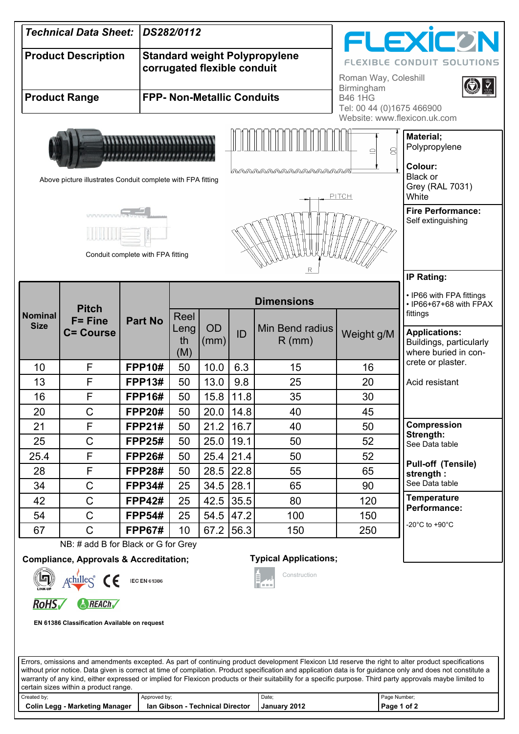| Technical Data Sheet: | DS282/0112 |
|---|---|
| Product Description | Standard weight Polypropylene corrugated flexible conduit |
| Product Range | FPP- Non-Metallic Conduits |

**FLEXICON**
FLEXIBLE CONDUIT SOLUTIONS

Roman Way, Coleshill
Birmingham
B46 1HG
Tel: 00 44 (0)1675 466900
Website: www.flexicon.uk.com

Above picture illustrates Conduit complete with FPA fitting

Conduit complete with FPA fitting

ID OD PITCH R

**Material;**
Polypropylene

**Colour:**
Black or
Grey (RAL 7031)
White

**Fire Performance:**
Self extinguishing

**IP Rating:**
- IP66 with FPA fittings
- IP66+67+68 with FPAX fittings

**Applications:**
Buildings, particularly where buried in concrete or plaster.

Acid resistant

**Compression Strength:**
See Data table

**Pull-off (Tensile) strength :**
See Data table

**Temperature Performance:**
-20°C to +90°C

| Nominal Size | Pitch F= Fine C= Course | Part No | Dimensions | | | | |
|---|---|---|---|---|---|---|---|
| | | | Reel Length (M) | OD (mm) | ID | Min Bend radius R (mm) | Weight g/M |
| 10 | F | **FPP10#** | 50 | 10.0 | 6.3 | 15 | 16 |
| 13 | F | **FPP13#** | 50 | 13.0 | 9.8 | 25 | 20 |
| 16 | F | **FPP16#** | 50 | 15.8 | 11.8 | 35 | 30 |
| 20 | C | **FPP20#** | 50 | 20.0 | 14.8 | 40 | 45 |
| 21 | F | **FPP21#** | 50 | 21.2 | 16.7 | 40 | 50 |
| 25 | C | **FPP25#** | 50 | 25.0 | 19.1 | 50 | 52 |
| 25.4 | F | **FPP26#** | 50 | 25.4 | 21.4 | 50 | 52 |
| 28 | F | **FPP28#** | 50 | 28.5 | 22.8 | 55 | 65 |
| 34 | C | **FPP34#** | 25 | 34.5 | 28.1 | 65 | 90 |
| 42 | C | **FPP42#** | 25 | 42.5 | 35.5 | 80 | 120 |
| 54 | C | **FPP54#** | 25 | 54.5 | 47.2 | 100 | 150 |
| 67 | C | **FPP67#** | 10 | 67.2 | 56.3 | 150 | 250 |

NB: # add B for Black or G for Grey

**Compliance, Approvals & Accreditation;**

LINK-UP, Achilles, CE, IEC EN 61386, RoHS, REACh

**EN 61386 Classification Available on request**

**Typical Applications;**

Construction

Errors, omissions and amendments excepted. As part of continuing product development Flexicon Ltd reserve the right to alter product specifications without prior notice. Data given is correct at time of compilation. Product specification and application data is for guidance only and does not constitute a warranty of any kind, either expressed or implied for Flexicon products or their suitability for a specific purpose. Third party approvals maybe limited to certain sizes within a product range.

| Created by: | Approved by: | Date; | Page Number; |
|---|---|---|---|
| **Colin Legg - Marketing Manager** | **Ian Gibson - Technical Director** | **January 2012** | **Page 1 of 2** |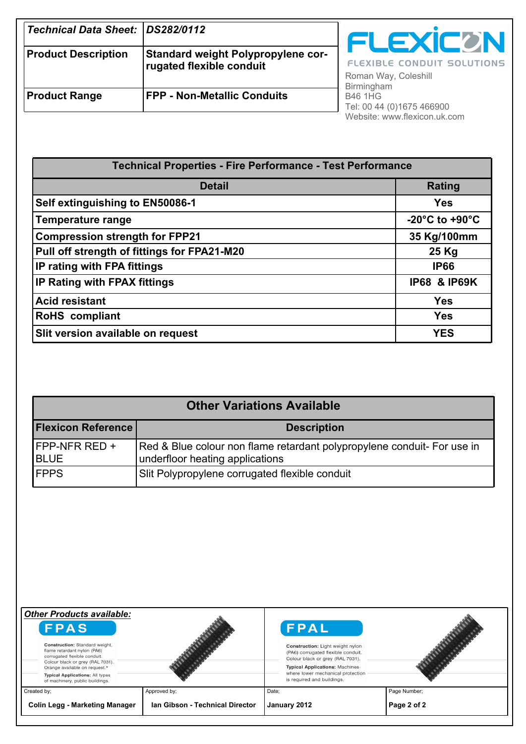| | |
|---|---|
| *Technical Data Sheet:* | *DS282/0112* |
| **Product Description** | **Standard weight Polypropylene corrugated flexible conduit** |
| **Product Range** | **FPP - Non-Metallic Conduits** |

**FLEXICON**
FLEXIBLE CONDUIT SOLUTIONS
Roman Way, Coleshill
Birmingham
B46 1HG
Tel: 00 44 (0)1675 466900
Website: www.flexicon.uk.com

## Technical Properties - Fire Performance - Test Performance

| Detail | Rating |
|---|---|
| Self extinguishing to EN50086-1 | Yes |
| Temperature range | -20°C to +90°C |
| Compression strength for FPP21 | 35 Kg/100mm |
| Pull off strength of fittings for FPA21-M20 | 25 Kg |
| IP rating with FPA fittings | IP66 |
| IP Rating with FPAX fittings | IP68 & IP69K |
| Acid resistant | Yes |
| RoHS compliant | Yes |
| Slit version available on request | YES |

## Other Variations Available

| Flexicon Reference | Description |
|---|---|
| FPP-NFR RED + BLUE | Red & Blue colour non flame retardant polypropylene conduit- For use in underfloor heating applications |
| FPPS | Slit Polypropylene corrugated flexible conduit |

***Other Products available:***

**FPAS**

**Construction:** Standard weight, flame retardant nylon (PA6) corrugated flexible conduit. Colour black or grey (RAL 7031). Orange available on request.*
**Typical Applications:** All types of machinery, public buildings.

**FPAL**

**Construction:** Light weight nylon (PA6) corrugated flexible conduit. Colour black or grey (RAL 7031).
**Typical Applications:** Machines where lower mechanical protection is required and buildings.

| Created by; | Approved by; | Date; | Page Number; |
|---|---|---|---|
| **Colin Legg - Marketing Manager** | **Ian Gibson - Technical Director** | **January 2012** | **Page 2 of 2** |